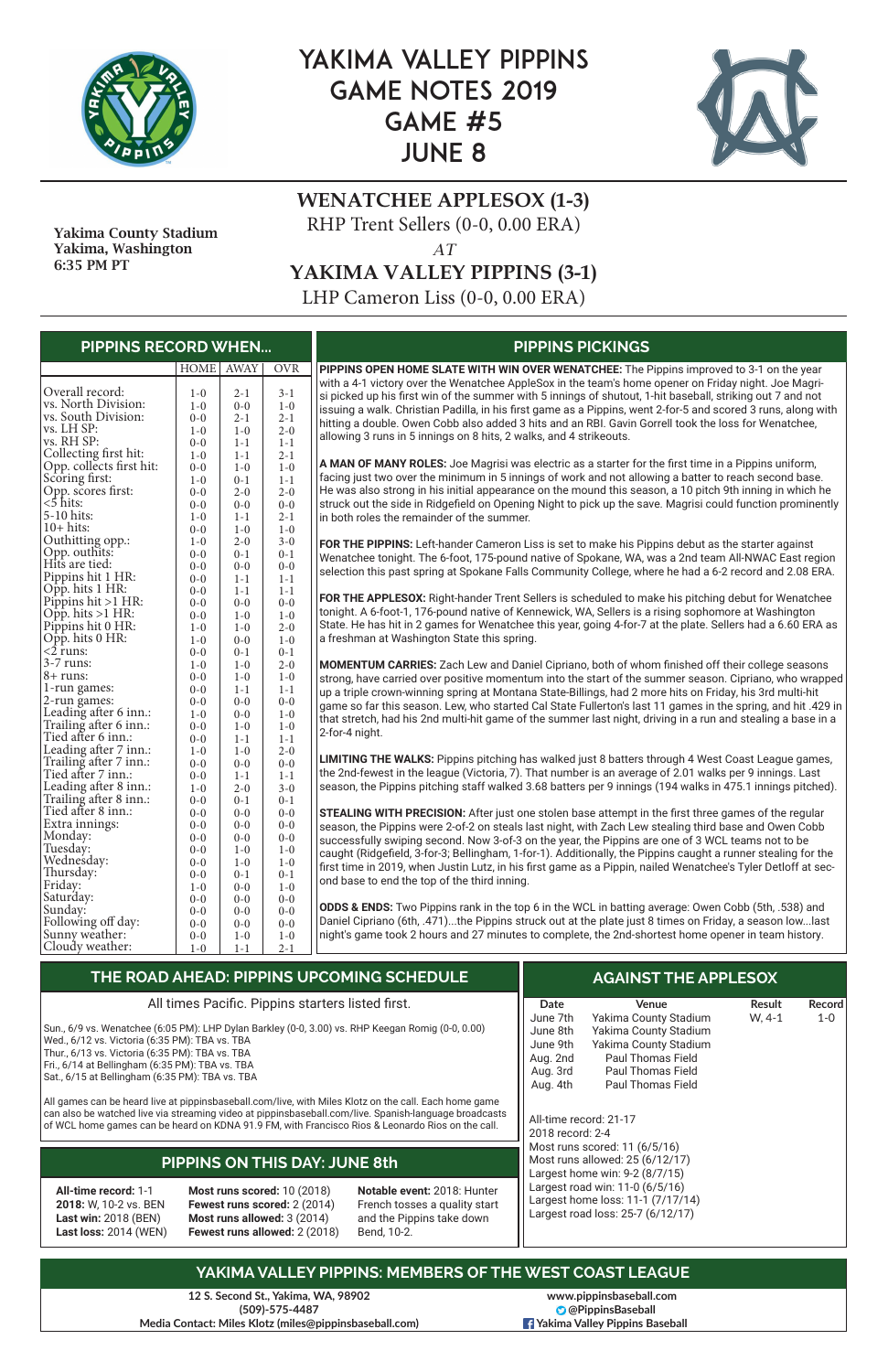# YAKIMA VALLEY PIPPINS GAME NOTES 2019 GAME #5 JUNE 8

## WENATCHEE APPLESOX (1-3)

RHP Trent Sellers (0-0, 0.00 ERA)

*AT*

## YAKIMA VALLEY PIPPINS (3-1)

LHP Cameron Liss (0-0, 0.00 ERA)

**Yakima County Stadium**
**Yakima, Washington**
**6:35 PM PT**

## PIPPINS RECORD WHEN...

| | HOME | AWAY | OVR |
|---|---|---|---|
| Overall record: | 1-0 | 2-1 | 3-1 |
| vs. North Division: | 1-0 | 0-0 | 1-0 |
| vs. South Division: | 0-0 | 2-1 | 2-1 |
| vs. LH SP: | 1-0 | 1-0 | 2-0 |
| vs. RH SP: | 0-0 | 1-1 | 1-1 |
| Collecting first hit: | 1-0 | 1-1 | 2-1 |
| Opp. collects first hit: | 0-0 | 1-0 | 1-0 |
| Scoring first: | 1-0 | 0-1 | 1-1 |
| Opp. scores first: | 0-0 | 2-0 | 2-0 |
| <5 hits: | 0-0 | 0-0 | 0-0 |
| 5-10 hits: | 1-0 | 1-1 | 2-1 |
| 10+ hits: | 0-0 | 1-0 | 1-0 |
| Outhitting opp.: | 1-0 | 2-0 | 3-0 |
| Opp. outhits: | 0-0 | 0-1 | 0-1 |
| Hits are tied: | 0-0 | 0-0 | 0-0 |
| Pippins hit 1 HR: | 0-0 | 1-1 | 1-1 |
| Opp. hits 1 HR: | 0-0 | 1-1 | 1-1 |
| Pippins hit >1 HR: | 0-0 | 0-0 | 0-0 |
| Opp. hits >1 HR: | 0-0 | 1-0 | 1-0 |
| Pippins hit 0 HR: | 1-0 | 1-0 | 2-0 |
| Opp. hits 0 HR: | 1-0 | 0-0 | 1-0 |
| <2 runs: | 0-0 | 0-1 | 0-1 |
| 3-7 runs: | 1-0 | 1-0 | 2-0 |
| 8+ runs: | 0-0 | 1-0 | 1-0 |
| 1-run games: | 0-0 | 1-1 | 1-1 |
| 2-run games: | 0-0 | 0-0 | 0-0 |
| Leading after 6 inn.: | 1-0 | 0-0 | 1-0 |
| Trailing after 6 inn.: | 0-0 | 1-0 | 1-0 |
| Tied after 6 inn.: | 0-0 | 1-1 | 1-1 |
| Leading after 7 inn.: | 1-0 | 1-0 | 2-0 |
| Trailing after 7 inn.: | 0-0 | 0-0 | 0-0 |
| Tied after 7 inn.: | 0-0 | 1-1 | 1-1 |
| Leading after 8 inn.: | 1-0 | 2-0 | 3-0 |
| Trailing after 8 inn.: | 0-0 | 0-1 | 0-1 |
| Tied after 8 inn.: | 0-0 | 0-0 | 0-0 |
| Extra innings: | 0-0 | 0-0 | 0-0 |
| Monday: | 0-0 | 0-0 | 0-0 |
| Tuesday: | 0-0 | 1-0 | 1-0 |
| Wednesday: | 0-0 | 1-0 | 1-0 |
| Thursday: | 0-0 | 0-1 | 0-1 |
| Friday: | 1-0 | 0-0 | 1-0 |
| Saturday: | 0-0 | 0-0 | 0-0 |
| Sunday: | 0-0 | 0-0 | 0-0 |
| Following off day: | 0-0 | 0-0 | 0-0 |
| Sunny weather: | 0-0 | 1-0 | 1-0 |
| Cloudy weather: | 1-0 | 1-1 | 2-1 |

## PIPPINS PICKINGS

**PIPPINS OPEN HOME SLATE WITH WIN OVER WENATCHEE:** The Pippins improved to 3-1 on the year with a 4-1 victory over the Wenatchee AppleSox in the team's home opener on Friday night. Joe Magrisi picked up his first win of the summer with 5 innings of shutout, 1-hit baseball, striking out 7 and not issuing a walk. Christian Padilla, in his first game as a Pippins, went 2-for-5 and scored 3 runs, along with hitting a double. Owen Cobb also added 3 hits and an RBI. Gavin Gorrell took the loss for Wenatchee, allowing 3 runs in 5 innings on 8 hits, 2 walks, and 4 strikeouts.

**A MAN OF MANY ROLES:** Joe Magrisi was electric as a starter for the first time in a Pippins uniform, facing just two over the minimum in 5 innings of work and not allowing a batter to reach second base. He was also strong in his initial appearance on the mound this season, a 10 pitch 9th inning in which he struck out the side in Ridgefield on Opening Night to pick up the save. Magrisi could function prominently in both roles the remainder of the summer.

**FOR THE PIPPINS:** Left-hander Cameron Liss is set to make his Pippins debut as the starter against Wenatchee tonight. The 6-foot, 175-pound native of Spokane, WA, was a 2nd team All-NWAC East region selection this past spring at Spokane Falls Community College, where he had a 6-2 record and 2.08 ERA.

**FOR THE APPLESOX:** Right-hander Trent Sellers is scheduled to make his pitching debut for Wenatchee tonight. A 6-foot-1, 176-pound native of Kennewick, WA, Sellers is a rising sophomore at Washington State. He has hit in 2 games for Wenatchee this year, going 4-for-7 at the plate. Sellers had a 6.60 ERA as a freshman at Washington State this spring.

**MOMENTUM CARRIES:** Zach Lew and Daniel Cipriano, both of whom finished off their college seasons strong, have carried over positive momentum into the start of the summer season. Cipriano, who wrapped up a triple crown-winning spring at Montana State-Billings, had 2 more hits on Friday, his 3rd multi-hit game so far this season. Lew, who started Cal State Fullerton's last 11 games in the spring, and hit .429 in that stretch, had his 2nd multi-hit game of the summer last night, driving in a run and stealing a base in a 2-for-4 night.

**LIMITING THE WALKS:** Pippins pitching has walked just 8 batters through 4 West Coast League games, the 2nd-fewest in the league (Victoria, 7). That number is an average of 2.01 walks per 9 innings. Last season, the Pippins pitching staff walked 3.68 batters per 9 innings (194 walks in 475.1 innings pitched).

**STEALING WITH PRECISION:** After just one stolen base attempt in the first three games of the regular season, the Pippins were 2-of-2 on steals last night, with Zach Lew stealing third base and Owen Cobb successfully swiping second. Now 3-of-3 on the year, the Pippins are one of 3 WCL teams not to be caught (Ridgefield, 3-for-3; Bellingham, 1-for-1). Additionally, the Pippins caught a runner stealing for the first time in 2019, when Justin Lutz, in his first game as a Pippin, nailed Wenatchee's Tyler Detloff at second base to end the top of the third inning.

**ODDS & ENDS:** Two Pippins rank in the top 6 in the WCL in batting average: Owen Cobb (5th, .538) and Daniel Cipriano (6th, .471)...the Pippins struck out at the plate just 8 times on Friday, a season low...last night's game took 2 hours and 27 minutes to complete, the 2nd-shortest home opener in team history.

## THE ROAD AHEAD: PIPPINS UPCOMING SCHEDULE

All times Pacific. Pippins starters listed first.

Sun., 6/9 vs. Wenatchee (6:05 PM): LHP Dylan Barkley (0-0, 3.00) vs. RHP Keegan Romig (0-0, 0.00)
Wed., 6/12 vs. Victoria (6:35 PM): TBA vs. TBA
Thur., 6/13 vs. Victoria (6:35 PM): TBA vs. TBA
Fri., 6/14 at Bellingham (6:35 PM): TBA vs. TBA
Sat., 6/15 at Bellingham (6:35 PM): TBA vs. TBA

All games can be heard live at pippinsbaseball.com/live, with Miles Klotz on the call. Each home game can also be watched live via streaming video at pippinsbaseball.com/live. Spanish-language broadcasts of WCL home games can be heard on KDNA 91.9 FM, with Francisco Rios & Leonardo Rios on the call.

## AGAINST THE APPLESOX

| Date | Venue | Result | Record |
|---|---|---|---|
| June 7th | Yakima County Stadium | W, 4-1 | 1-0 |
| June 8th | Yakima County Stadium | | |
| June 9th | Yakima County Stadium | | |
| Aug. 2nd | Paul Thomas Field | | |
| Aug. 3rd | Paul Thomas Field | | |
| Aug. 4th | Paul Thomas Field | | |

All-time record: 21-17
2018 record: 2-4
Most runs scored: 11 (6/5/16)
Most runs allowed: 25 (6/12/17)
Largest home win: 9-2 (8/7/15)
Largest road win: 11-0 (6/5/16)
Largest home loss: 11-1 (7/17/14)
Largest road loss: 25-7 (6/12/17)

## PIPPINS ON THIS DAY: JUNE 8th

**All-time record:** 1-1
**2018:** W, 10-2 vs. BEN
**Last win:** 2018 (BEN)
**Last loss:** 2014 (WEN)

**Most runs scored:** 10 (2018)
**Fewest runs scored:** 2 (2014)
**Most runs allowed:** 3 (2014)
**Fewest runs allowed:** 2 (2018)

**Notable event:** 2018: Hunter French tosses a quality start and the Pippins take down Bend, 10-2.

## YAKIMA VALLEY PIPPINS: MEMBERS OF THE WEST COAST LEAGUE

**12 S. Second St., Yakima, WA, 98902**
**(509)-575-4487**
**Media Contact: Miles Klotz (miles@pippinsbaseball.com)**

**www.pippinsbaseball.com**
**@PippinsBaseball**
**Yakima Valley Pippins Baseball**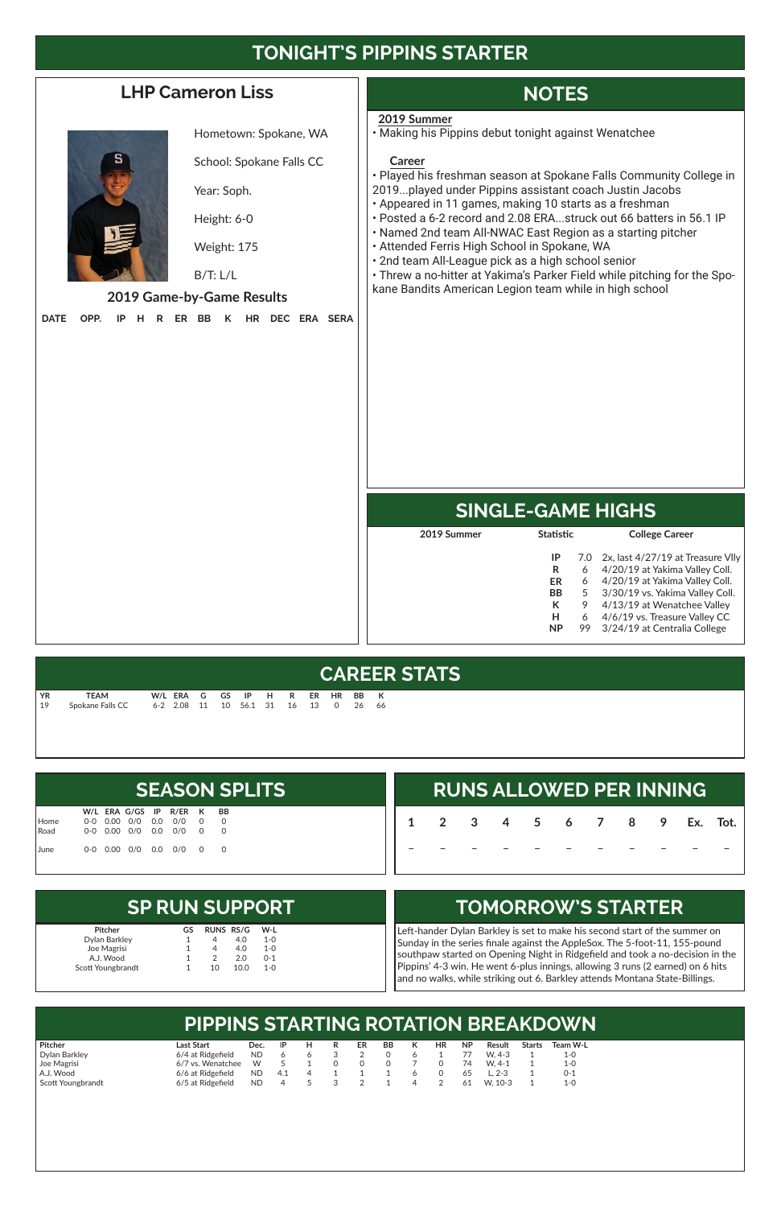# TONIGHT'S PIPPINS STARTER

## LHP Cameron Liss

Hometown: Spokane, WA

School: Spokane Falls CC

Year: Soph.

Height: 6-0

Weight: 175

B/T: L/L

### 2019 Game-by-Game Results

| DATE | OPP. | IP | H | R | ER | BB | K | HR | DEC | ERA | SERA |
|---|---|---|---|---|---|---|---|---|---|---|---|

## NOTES

**2019 Summer**

- Making his Pippins debut tonight against Wenatchee

**Career**

- Played his freshman season at Spokane Falls Community College in 2019...played under Pippins assistant coach Justin Jacobs
- Appeared in 11 games, making 10 starts as a freshman
- Posted a 6-2 record and 2.08 ERA...struck out 66 batters in 56.1 IP
- Named 2nd team All-NWAC East Region as a starting pitcher
- Attended Ferris High School in Spokane, WA
- 2nd team All-League pick as a high school senior
- Threw a no-hitter at Yakima's Parker Field while pitching for the Spokane Bandits American Legion team while in high school

## SINGLE-GAME HIGHS

| 2019 Summer | Statistic | | College Career |
|---|---|---|---|
| | IP | 7.0 | 2x, last 4/27/19 at Treasure Vlly |
| | R | 6 | 4/20/19 at Yakima Valley Coll. |
| | ER | 6 | 4/20/19 at Yakima Valley Coll. |
| | BB | 5 | 3/30/19 vs. Yakima Valley Coll. |
| | K | 9 | 4/13/19 at Wenatchee Valley |
| | H | 6 | 4/6/19 vs. Treasure Valley CC |
| | NP | 99 | 3/24/19 at Centralia College |

# CAREER STATS

| YR | TEAM | W/L | ERA | G | GS | IP | H | R | ER | HR | BB | K |
|---|---|---|---|---|---|---|---|---|---|---|---|---|
| 19 | Spokane Falls CC | 6-2 | 2.08 | 11 | 10 | 56.1 | 31 | 16 | 13 | 0 | 26 | 66 |

## SEASON SPLITS

| | W/L | ERA | G/GS | IP | R/ER | K | BB |
|---|---|---|---|---|---|---|---|
| Home | 0-0 | 0.00 | 0/0 | 0.0 | 0/0 | 0 | 0 |
| Road | 0-0 | 0.00 | 0/0 | 0.0 | 0/0 | 0 | 0 |
| June | 0-0 | 0.00 | 0/0 | 0.0 | 0/0 | 0 | 0 |

## RUNS ALLOWED PER INNING

| 1 | 2 | 3 | 4 | 5 | 6 | 7 | 8 | 9 | Ex. | Tot. |
|---|---|---|---|---|---|---|---|---|---|---|
| – | – | – | – | – | – | – | – | – | – | – |

## SP RUN SUPPORT

| Pitcher | GS | RUNS | RS/G | W-L |
|---|---|---|---|---|
| Dylan Barkley | 1 | 4 | 4.0 | 1-0 |
| Joe Magrisi | 1 | 4 | 4.0 | 1-0 |
| A.J. Wood | 1 | 2 | 2.0 | 0-1 |
| Scott Youngbrandt | 1 | 10 | 10.0 | 1-0 |

## TOMORROW'S STARTER

Left-hander Dylan Barkley is set to make his second start of the summer on Sunday in the series finale against the AppleSox. The 5-foot-11, 155-pound southpaw started on Opening Night in Ridgefield and took a no-decision in the Pippins' 4-3 win. He went 6-plus innings, allowing 3 runs (2 earned) on 6 hits and no walks, while striking out 6. Barkley attends Montana State-Billings.

# PIPPINS STARTING ROTATION BREAKDOWN

| Pitcher | Last Start | Dec. | IP | H | R | ER | BB | K | HR | NP | Result | Starts | Team W-L |
|---|---|---|---|---|---|---|---|---|---|---|---|---|---|
| Dylan Barkley | 6/4 at Ridgefield | ND | 6 | 6 | 3 | 2 | 0 | 6 | 1 | 77 | W, 4-3 | 1 | 1-0 |
| Joe Magrisi | 6/7 vs. Wenatchee | W | 5 | 1 | 0 | 0 | 0 | 7 | 0 | 74 | W, 4-1 | 1 | 1-0 |
| A.J. Wood | 6/6 at Ridgefield | ND | 4.1 | 4 | 1 | 1 | 1 | 6 | 0 | 65 | L, 2-3 | 1 | 0-1 |
| Scott Youngbrandt | 6/5 at Ridgefield | ND | 4 | 5 | 3 | 2 | 1 | 4 | 2 | 61 | W, 10-3 | 1 | 1-0 |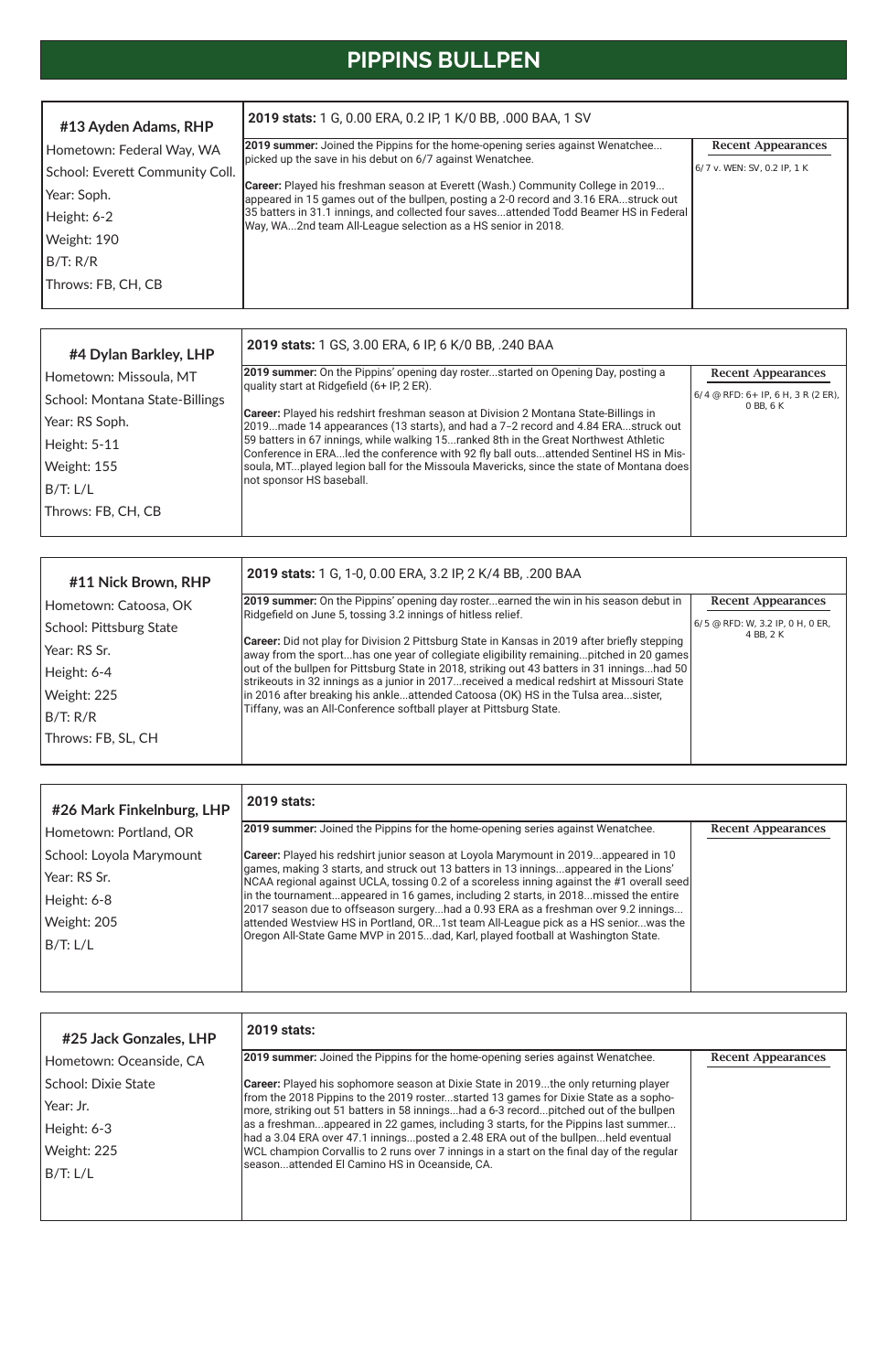# PIPPINS BULLPEN

### #13 Ayden Adams, RHP

Hometown: Federal Way, WA
School: Everett Community Coll.
Year: Soph.
Height: 6-2
Weight: 190
B/T: R/R
Throws: FB, CH, CB

**2019 stats:** 1 G, 0.00 ERA, 0.2 IP, 1 K/0 BB, .000 BAA, 1 SV

**2019 summer:** Joined the Pippins for the home-opening series against Wenatchee... picked up the save in his debut on 6/7 against Wenatchee.

**Career:** Played his freshman season at Everett (Wash.) Community College in 2019... appeared in 15 games out of the bullpen, posting a 2-0 record and 3.16 ERA...struck out 35 batters in 31.1 innings, and collected four saves...attended Todd Beamer HS in Federal Way, WA...2nd team All-League selection as a HS senior in 2018.

**Recent Appearances**
6/7 v. WEN: SV, 0.2 IP, 1 K

### #4 Dylan Barkley, LHP

Hometown: Missoula, MT
School: Montana State-Billings
Year: RS Soph.
Height: 5-11
Weight: 155
B/T: L/L
Throws: FB, CH, CB

**2019 stats:** 1 GS, 3.00 ERA, 6 IP, 6 K/0 BB, .240 BAA

**2019 summer:** On the Pippins' opening day roster...started on Opening Day, posting a quality start at Ridgefield (6+ IP, 2 ER).

**Career:** Played his redshirt freshman season at Division 2 Montana State-Billings in 2019...made 14 appearances (13 starts), and had a 7-2 record and 4.84 ERA...struck out 59 batters in 67 innings, while walking 15...ranked 8th in the Great Northwest Athletic Conference in ERA...led the conference with 92 fly ball outs...attended Sentinel HS in Missoula, MT...played legion ball for the Missoula Mavericks, since the state of Montana does not sponsor HS baseball.

**Recent Appearances**
6/4 @ RFD: 6+ IP, 6 H, 3 R (2 ER), 0 BB, 6 K

### #11 Nick Brown, RHP

Hometown: Catoosa, OK
School: Pittsburg State
Year: RS Sr.
Height: 6-4
Weight: 225
B/T: R/R
Throws: FB, SL, CH

**2019 stats:** 1 G, 1-0, 0.00 ERA, 3.2 IP, 2 K/4 BB, .200 BAA

**2019 summer:** On the Pippins' opening day roster...earned the win in his season debut in Ridgefield on June 5, tossing 3.2 innings of hitless relief.

**Career:** Did not play for Division 2 Pittsburg State in Kansas in 2019 after briefly stepping away from the sport...has one year of collegiate eligibility remaining...pitched in 20 games out of the bullpen for Pittsburg State in 2018, striking out 43 batters in 31 innings...had 50 strikeouts in 32 innings as a junior in 2017...received a medical redshirt at Missouri State in 2016 after breaking his ankle...attended Catoosa (OK) HS in the Tulsa area...sister, Tiffany, was an All-Conference softball player at Pittsburg State.

**Recent Appearances**
6/5 @ RFD: W, 3.2 IP, 0 H, 0 ER, 4 BB, 2 K

### #26 Mark Finkelnburg, LHP

Hometown: Portland, OR
School: Loyola Marymount
Year: RS Sr.
Height: 6-8
Weight: 205
B/T: L/L

**2019 stats:**

**2019 summer:** Joined the Pippins for the home-opening series against Wenatchee.

**Career:** Played his redshirt junior season at Loyola Marymount in 2019...appeared in 10 games, making 3 starts, and struck out 13 batters in 13 innings...appeared in the Lions' NCAA regional against UCLA, tossing 0.2 of a scoreless inning against the #1 overall seed in the tournament...appeared in 16 games, including 2 starts, in 2018...missed the entire 2017 season due to offseason surgery...had a 0.93 ERA as a freshman over 9.2 innings... attended Westview HS in Portland, OR...1st team All-League pick as a HS senior...was the Oregon All-State Game MVP in 2015...dad, Karl, played football at Washington State.

**Recent Appearances**

### #25 Jack Gonzales, LHP

Hometown: Oceanside, CA
School: Dixie State
Year: Jr.
Height: 6-3
Weight: 225
B/T: L/L

**2019 stats:**

**2019 summer:** Joined the Pippins for the home-opening series against Wenatchee.

**Career:** Played his sophomore season at Dixie State in 2019...the only returning player from the 2018 Pippins to the 2019 roster...started 13 games for Dixie State as a sophomore, striking out 51 batters in 58 innings...had a 6-3 record...pitched out of the bullpen as a freshman...appeared in 22 games, including 3 starts, for the Pippins last summer... had a 3.04 ERA over 47.1 innings...posted a 2.48 ERA out of the bullpen...held eventual WCL champion Corvallis to 2 runs over 7 innings in a start on the final day of the regular season...attended El Camino HS in Oceanside, CA.

**Recent Appearances**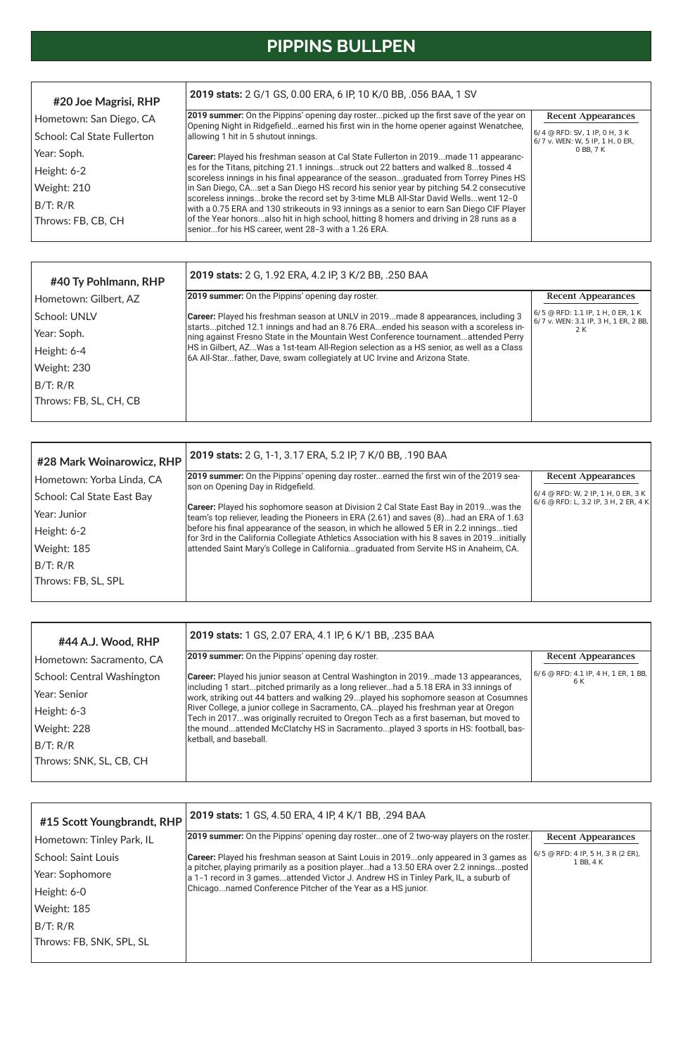# PIPPINS BULLPEN

### #20 Joe Magrisi, RHP

Hometown: San Diego, CA
School: Cal State Fullerton
Year: Soph.
Height: 6-2
Weight: 210
B/T: R/R
Throws: FB, CB, CH

**2019 stats:** 2 G/1 GS, 0.00 ERA, 6 IP, 10 K/0 BB, .056 BAA, 1 SV

**2019 summer:** On the Pippins' opening day roster...picked up the first save of the year on Opening Night in Ridgefield...earned his first win in the home opener against Wenatchee, allowing 1 hit in 5 shutout innings.

**Career:** Played his freshman season at Cal State Fullerton in 2019...made 11 appearances for the Titans, pitching 21.1 innings...struck out 22 batters and walked 8...tossed 4 scoreless innings in his final appearance of the season...graduated from Torrey Pines HS in San Diego, CA...set a San Diego HS record his senior year by pitching 54.2 consecutive scoreless innings...broke the record set by 3-time MLB All-Star David Wells...went 12–0 with a 0.75 ERA and 130 strikeouts in 93 innings as a senior to earn San Diego CIF Player of the Year honors...also hit in high school, hitting 8 homers and driving in 28 runs as a senior...for his HS career, went 28–3 with a 1.26 ERA.

**Recent Appearances**
6/4 @ RFD: SV, 1 IP, 0 H, 3 K
6/7 v. WEN: W, 5 IP, 1 H, 0 ER, 0 BB, 7 K

### #40 Ty Pohlmann, RHP

Hometown: Gilbert, AZ
School: UNLV
Year: Soph.
Height: 6-4
Weight: 230
B/T: R/R
Throws: FB, SL, CH, CB

**2019 stats:** 2 G, 1.92 ERA, 4.2 IP, 3 K/2 BB, .250 BAA

**2019 summer:** On the Pippins' opening day roster.

**Career:** Played his freshman season at UNLV in 2019...made 8 appearances, including 3 starts...pitched 12.1 innings and had an 8.76 ERA...ended his season with a scoreless inning against Fresno State in the Mountain West Conference tournament...attended Perry HS in Gilbert, AZ...Was a 1st-team All-Region selection as a HS senior, as well as a Class 6A All-Star...father, Dave, swam collegiately at UC Irvine and Arizona State.

**Recent Appearances**
6/5 @ RFD: 1.1 IP, 1 H, 0 ER, 1 K
6/7 v. WEN: 3.1 IP, 3 H, 1 ER, 2 BB, 2 K

### #28 Mark Woinarowicz, RHP

Hometown: Yorba Linda, CA
School: Cal State East Bay
Year: Junior
Height: 6-2
Weight: 185
B/T: R/R
Throws: FB, SL, SPL

**2019 stats:** 2 G, 1-1, 3.17 ERA, 5.2 IP, 7 K/0 BB, .190 BAA

**2019 summer:** On the Pippins' opening day roster...earned the first win of the 2019 season on Opening Day in Ridgefield.

**Career:** Played his sophomore season at Division 2 Cal State East Bay in 2019...was the team's top reliever, leading the Pioneers in ERA (2.61) and saves (8)...had an ERA of 1.63 before his final appearance of the season, in which he allowed 5 ER in 2.2 innings...tied for 3rd in the California Collegiate Athletics Association with his 8 saves in 2019...initially attended Saint Mary's College in California...graduated from Servite HS in Anaheim, CA.

**Recent Appearances**
6/4 @ RFD: W, 2 IP, 1 H, 0 ER, 3 K
6/6 @ RFD: L, 3.2 IP, 3 H, 2 ER, 4 K

### #44 A.J. Wood, RHP

Hometown: Sacramento, CA
School: Central Washington
Year: Senior
Height: 6-3
Weight: 228
B/T: R/R
Throws: SNK, SL, CB, CH

**2019 stats:** 1 GS, 2.07 ERA, 4.1 IP, 6 K/1 BB, .235 BAA

**2019 summer:** On the Pippins' opening day roster.

**Career:** Played his junior season at Central Washington in 2019...made 13 appearances, including 1 start...pitched primarily as a long reliever...had a 5.18 ERA in 33 innings of work, striking out 44 batters and walking 29...played his sophomore season at Cosumnes River College, a junior college in Sacramento, CA...played his freshman year at Oregon Tech in 2017...was originally recruited to Oregon Tech as a first baseman, but moved to the mound...attended McClatchy HS in Sacramento...played 3 sports in HS: football, basketball, and baseball.

**Recent Appearances**
6/6 @ RFD: 4.1 IP, 4 H, 1 ER, 1 BB, 6 K

### #15 Scott Youngbrandt, RHP

Hometown: Tinley Park, IL
School: Saint Louis
Year: Sophomore
Height: 6-0
Weight: 185
B/T: R/R
Throws: FB, SNK, SPL, SL

**2019 stats:** 1 GS, 4.50 ERA, 4 IP, 4 K/1 BB, .294 BAA

**2019 summer:** On the Pippins' opening day roster...one of 2 two-way players on the roster.

**Career:** Played his freshman season at Saint Louis in 2019...only appeared in 3 games as a pitcher, playing primarily as a position player...had a 13.50 ERA over 2.2 innings...posted a 1–1 record in 3 games...attended Victor J. Andrew HS in Tinley Park, IL, a suburb of Chicago...named Conference Pitcher of the Year as a HS junior.

**Recent Appearances**
6/5 @ RFD: 4 IP, 5 H, 3 R (2 ER), 1 BB, 4 K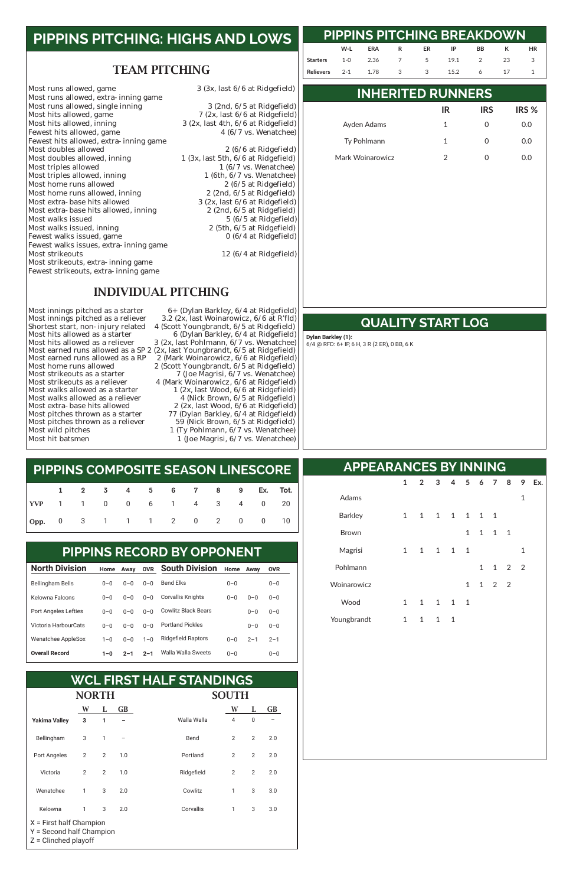# PIPPINS PITCHING: HIGHS AND LOWS

## TEAM PITCHING

| | |
|---|---|
| Most runs allowed, game | 3 (3x, last 6/6 at Ridgefield) |
| Most runs allowed, extra- inning game | |
| Most runs allowed, single inning | 3 (2nd, 6/5 at Ridgefield) |
| Most hits allowed, game | 7 (2x, last 6/6 at Ridgefield) |
| Most hits allowed, inning | 3 (2x, last 4th, 6/6 at Ridgefield) |
| Fewest hits allowed, game | 4 (6/7 vs. Wenatchee) |
| Fewest hits allowed, extra- inning game | |
| Most doubles allowed | 2 (6/6 at Ridgefield) |
| Most doubles allowed, inning | 1 (3x, last 5th, 6/6 at Ridgefield) |
| Most triples allowed | 1 (6/7 vs. Wenatchee) |
| Most triples allowed, inning | 1 (6th, 6/7 vs. Wenatchee) |
| Most home runs allowed | 2 (6/5 at Ridgefield) |
| Most home runs allowed, inning | 2 (2nd, 6/5 at Ridgefield) |
| Most extra- base hits allowed | 3 (2x, last 6/6 at Ridgefield) |
| Most extra- base hits allowed, inning | 2 (2nd, 6/5 at Ridgefield) |
| Most walks issued | 5 (6/5 at Ridgefield) |
| Most walks issued, inning | 2 (5th, 6/5 at Ridgefield) |
| Fewest walks issued, game | 0 (6/4 at Ridgefield) |
| Fewest walks issues, extra- inning game | |
| Most strikeouts | 12 (6/4 at Ridgefield) |
| Most strikeouts, extra- inning game | |
| Fewest strikeouts, extra- inning game | |

## INDIVIDUAL PITCHING

| | |
|---|---|
| Most innings pitched as a starter | 6+ (Dylan Barkley, 6/4 at Ridgefield) |
| Most innings pitched as a reliever | 3.2 (2x, last Woinarowicz, 6/6 at R'fld) |
| Shortest start, non- injury related | 4 (Scott Youngbrandt, 6/5 at Ridgefield) |
| Most hits allowed as a starter | 6 (Dylan Barkley, 6/4 at Ridgefield) |
| Most hits allowed as a reliever | 3 (2x, last Pohlmann, 6/7 vs. Wenatchee) |
| Most earned runs allowed as a SP | 2 (2x, last Youngbrandt, 6/5 at Ridgefield) |
| Most earned runs allowed as a RP | 2 (Mark Woinarowicz, 6/6 at Ridgefield) |
| Most home runs allowed | 2 (Scott Youngbrandt, 6/5 at Ridgefield) |
| Most strikeouts as a starter | 7 (Joe Magrisi, 6/7 vs. Wenatchee) |
| Most strikeouts as a reliever | 4 (Mark Woinarowicz, 6/6 at Ridgefield) |
| Most walks allowed as a starter | 1 (2x, last Wood, 6/6 at Ridgefield) |
| Most walks allowed as a reliever | 4 (Nick Brown, 6/5 at Ridgefield) |
| Most extra- base hits allowed | 2 (2x, last Wood, 6/6 at Ridgefield) |
| Most pitches thrown as a starter | 77 (Dylan Barkley, 6/4 at Ridgefield) |
| Most pitches thrown as a reliever | 59 (Nick Brown, 6/5 at Ridgefield) |
| Most wild pitches | 1 (Ty Pohlmann, 6/7 vs. Wenatchee) |
| Most hit batsmen | 1 (Joe Magrisi, 6/7 vs. Wenatchee) |

# PIPPINS PITCHING BREAKDOWN

| | W-L | ERA | R | ER | IP | BB | K | HR |
|---|---|---|---|---|---|---|---|---|
| **Starters** | 1-0 | 2.36 | 7 | 5 | 19.1 | 2 | 23 | 3 |
| **Relievers** | 2-1 | 1.78 | 3 | 3 | 15.2 | 6 | 17 | 1 |

# INHERITED RUNNERS

| | IR | IRS | IRS % |
|---|---|---|---|
| Ayden Adams | 1 | 0 | 0.0 |
| Ty Pohlmann | 1 | 0 | 0.0 |
| Mark Woinarowicz | 2 | 0 | 0.0 |

# QUALITY START LOG

**Dylan Barkley (1):**
6/4 @ RFD: 6+ IP, 6 H, 3 R (2 ER), 0 BB, 6 K

# PIPPINS COMPOSITE SEASON LINESCORE

| | 1 | 2 | 3 | 4 | 5 | 6 | 7 | 8 | 9 | Ex. | Tot. |
|---|---|---|---|---|---|---|---|---|---|---|---|
| **YVP** | 1 | 1 | 0 | 0 | 6 | 1 | 4 | 3 | 4 | 0 | 20 |
| **Opp.** | 0 | 3 | 1 | 1 | 1 | 2 | 0 | 2 | 0 | 0 | 10 |

# APPEARANCES BY INNING

| | 1 | 2 | 3 | 4 | 5 | 6 | 7 | 8 | 9 | Ex. |
|---|---|---|---|---|---|---|---|---|---|---|
| Adams | | | | | | | | | 1 | |
| Barkley | 1 | 1 | 1 | 1 | 1 | 1 | 1 | | | |
| Brown | | | | | 1 | 1 | 1 | 1 | | |
| Magrisi | 1 | 1 | 1 | 1 | 1 | | | | 1 | |
| Pohlmann | | | | | | 1 | 1 | 2 | 2 | |
| Woinarowicz | | | | | 1 | 1 | 2 | 2 | | |
| Wood | 1 | 1 | 1 | 1 | 1 | | | | | |
| Youngbrandt | 1 | 1 | 1 | 1 | | | | | | |

# PIPPINS RECORD BY OPPONENT

| North Division | Home | Away | OVR | South Division | Home | Away | OVR |
|---|---|---|---|---|---|---|---|
| Bellingham Bells | 0–0 | 0–0 | 0–0 | Bend Elks | 0–0 | | 0–0 |
| Kelowna Falcons | 0–0 | 0–0 | 0–0 | Corvallis Knights | 0–0 | 0–0 | 0–0 |
| Port Angeles Lefties | 0–0 | 0–0 | 0–0 | Cowlitz Black Bears | | 0–0 | 0–0 |
| Victoria HarbourCats | 0–0 | 0–0 | 0–0 | Portland Pickles | | 0–0 | 0–0 |
| Wenatchee AppleSox | 1–0 | 0–0 | 1–0 | Ridgefield Raptors | 0–0 | 2–1 | 2–1 |
| **Overall Record** | **1–0** | **2–1** | **2–1** | Walla Walla Sweets | 0–0 | | 0–0 |

# WCL FIRST HALF STANDINGS

| NORTH | W | L | GB | SOUTH | W | L | GB |
|---|---|---|---|---|---|---|---|
| **Yakima Valley** | **3** | **1** | **–** | Walla Walla | 4 | 0 | – |
| Bellingham | 3 | 1 | – | Bend | 2 | 2 | 2.0 |
| Port Angeles | 2 | 2 | 1.0 | Portland | 2 | 2 | 2.0 |
| Victoria | 2 | 2 | 1.0 | Ridgefield | 2 | 2 | 2.0 |
| Wenatchee | 1 | 3 | 2.0 | Cowlitz | 1 | 3 | 3.0 |
| Kelowna | 1 | 3 | 2.0 | Corvallis | 1 | 3 | 3.0 |

X = First half Champion
Y = Second half Champion
Z = Clinched playoff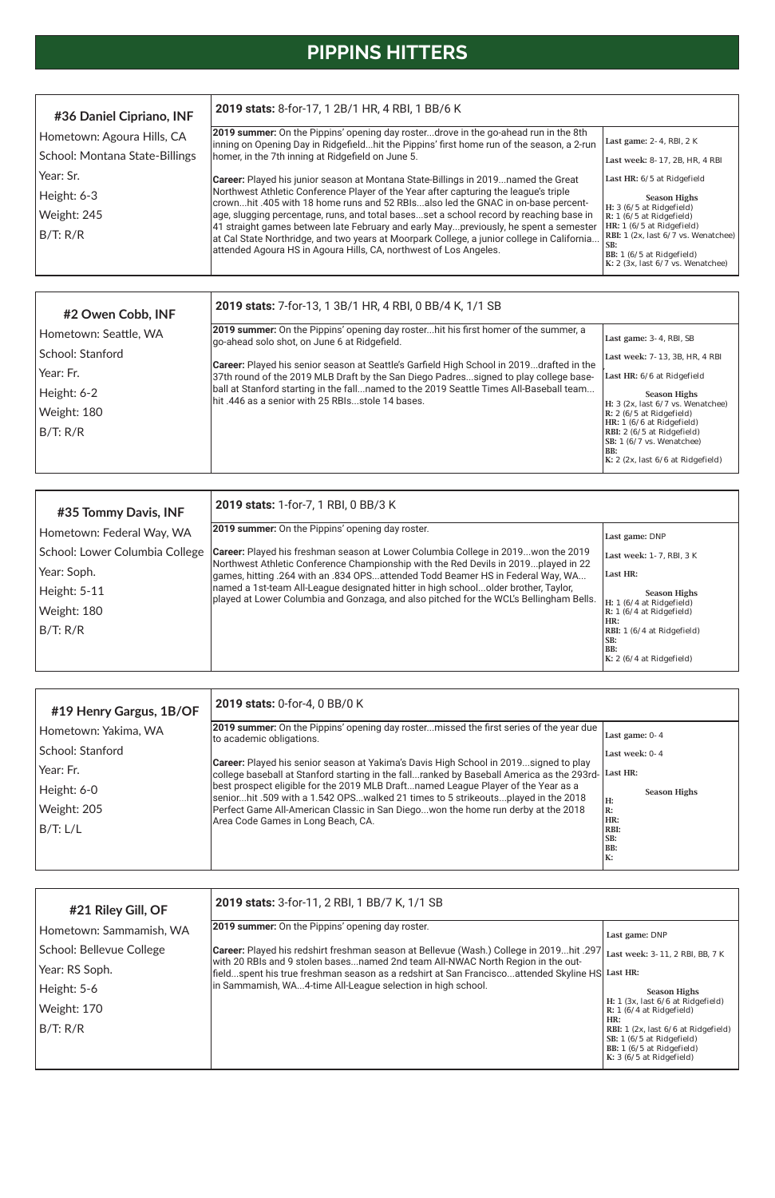# PIPPINS HITTERS

## #36 Daniel Cipriano, INF

Hometown: Agoura Hills, CA
School: Montana State-Billings
Year: Sr.
Height: 6-3
Weight: 245
B/T: R/R

**2019 stats:** 8-for-17, 1 2B/1 HR, 4 RBI, 1 BB/6 K

**2019 summer:** On the Pippins' opening day roster...drove in the go-ahead run in the 8th inning on Opening Day in Ridgefield...hit the Pippins' first home run of the season, a 2-run homer, in the 7th inning at Ridgefield on June 5.

**Career:** Played his junior season at Montana State-Billings in 2019...named the Great Northwest Athletic Conference Player of the Year after capturing the league's triple crown...hit .405 with 18 home runs and 52 RBIs...also led the GNAC in on-base percentage, slugging percentage, runs, and total bases...set a school record by reaching base in 41 straight games between late February and early May...previously, he spent a semester at Cal State Northridge, and two years at Moorpark College, a junior college in California...attended Agoura HS in Agoura Hills, CA, northwest of Los Angeles.

**Last game:** 2-4, RBI, 2 K
**Last week:** 8-17, 2B, HR, 4 RBI
**Last HR:** 6/5 at Ridgefield

**Season Highs**
**H:** 3 (6/5 at Ridgefield)
**R:** 1 (6/5 at Ridgefield)
**HR:** 1 (6/5 at Ridgefield)
**RBI:** 1 (2x, last 6/7 vs. Wenatchee)
**SB:**
**BB:** 1 (6/5 at Ridgefield)
**K:** 2 (3x, last 6/7 vs. Wenatchee)

## #2 Owen Cobb, INF

Hometown: Seattle, WA
School: Stanford
Year: Fr.
Height: 6-2
Weight: 180
B/T: R/R

**2019 stats:** 7-for-13, 1 3B/1 HR, 4 RBI, 0 BB/4 K, 1/1 SB

**2019 summer:** On the Pippins' opening day roster...hit his first homer of the summer, a go-ahead solo shot, on June 6 at Ridgefield.

**Career:** Played his senior season at Seattle's Garfield High School in 2019...drafted in the 37th round of the 2019 MLB Draft by the San Diego Padres...signed to play college baseball at Stanford starting in the fall...named to the 2019 Seattle Times All-Baseball team...hit .446 as a senior with 25 RBIs...stole 14 bases.

**Last game:** 3-4, RBI, SB
**Last week:** 7-13, 3B, HR, 4 RBI
**Last HR:** 6/6 at Ridgefield

**Season Highs**
**H:** 3 (2x, last 6/7 vs. Wenatchee)
**R:** 2 (6/5 at Ridgefield)
**HR:** 1 (6/6 at Ridgefield)
**RBI:** 2 (6/5 at Ridgefield)
**SB:** 1 (6/7 vs. Wenatchee)
**BB:**
**K:** 2 (2x, last 6/6 at Ridgefield)

## #35 Tommy Davis, INF

Hometown: Federal Way, WA
School: Lower Columbia College
Year: Soph.
Height: 5-11
Weight: 180
B/T: R/R

**2019 stats:** 1-for-7, 1 RBI, 0 BB/3 K

**2019 summer:** On the Pippins' opening day roster.

**Career:** Played his freshman season at Lower Columbia College in 2019...won the 2019 Northwest Athletic Conference Championship with the Red Devils in 2019...played in 22 games, hitting .264 with an .834 OPS...attended Todd Beamer HS in Federal Way, WA...named a 1st-team All-League designated hitter in high school...older brother, Taylor, played at Lower Columbia and Gonzaga, and also pitched for the WCL's Bellingham Bells.

**Last game:** DNP
**Last week:** 1-7, RBI, 3 K
**Last HR:**

**Season Highs**
**H:** 1 (6/4 at Ridgefield)
**R:** 1 (6/4 at Ridgefield)
**HR:**
**RBI:** 1 (6/4 at Ridgefield)
**SB:**
**BB:**
**K:** 2 (6/4 at Ridgefield)

## #19 Henry Gargus, 1B/OF

Hometown: Yakima, WA
School: Stanford
Year: Fr.
Height: 6-0
Weight: 205
B/T: L/L

**2019 stats:** 0-for-4, 0 BB/0 K

**2019 summer:** On the Pippins' opening day roster...missed the first series of the year due to academic obligations.

**Career:** Played his senior season at Yakima's Davis High School in 2019...signed to play college baseball at Stanford starting in the fall...ranked by Baseball America as the 293rd-best prospect eligible for the 2019 MLB Draft...named League Player of the Year as a senior...hit .509 with a 1.542 OPS...walked 21 times to 5 strikeouts...played in the 2018 Perfect Game All-American Classic in San Diego...won the home run derby at the 2018 Area Code Games in Long Beach, CA.

**Last game:** 0-4
**Last week:** 0-4
**Last HR:**

**Season Highs**
**H:**
**R:**
**HR:**
**RBI:**
**SB:**
**BB:**
**K:**

## #21 Riley Gill, OF

Hometown: Sammamish, WA
School: Bellevue College
Year: RS Soph.
Height: 5-6
Weight: 170
B/T: R/R

**2019 stats:** 3-for-11, 2 RBI, 1 BB/7 K, 1/1 SB

**2019 summer:** On the Pippins' opening day roster.

**Career:** Played his redshirt freshman season at Bellevue (Wash.) College in 2019...hit .297 with 20 RBIs and 9 stolen bases...named 2nd team All-NWAC North Region in the outfield...spent his true freshman season as a redshirt at San Francisco...attended Skyline HS in Sammamish, WA...4-time All-League selection in high school.

**Last game:** DNP
**Last week:** 3-11, 2 RBI, BB, 7 K
**Last HR:**

**Season Highs**
**H:** 1 (3x, last 6/6 at Ridgefield)
**R:** 1 (6/4 at Ridgefield)
**HR:**
**RBI:** 1 (2x, last 6/6 at Ridgefield)
**SB:** 1 (6/5 at Ridgefield)
**BB:** 1 (6/5 at Ridgefield)
**K:** 3 (6/5 at Ridgefield)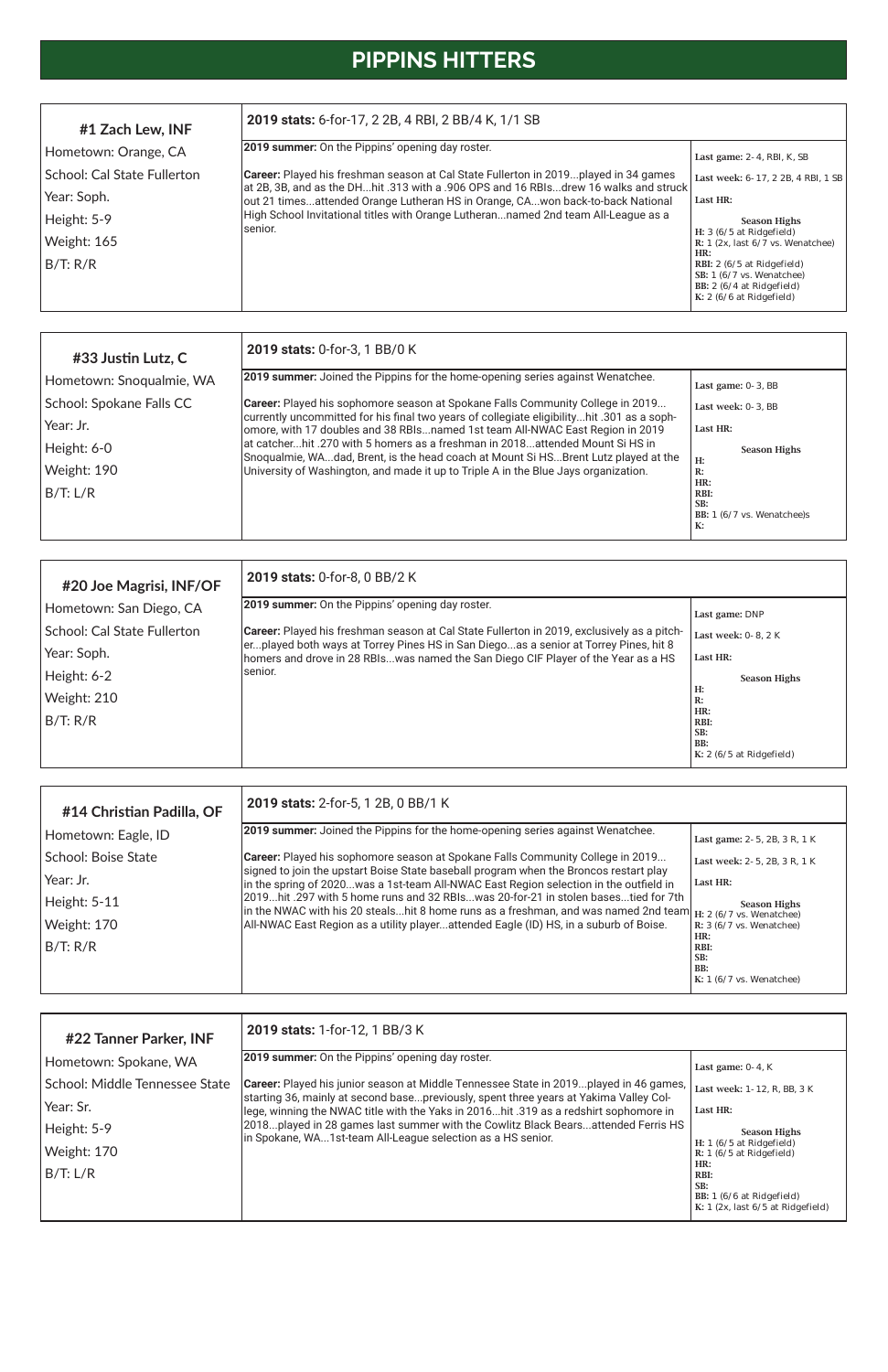# PIPPINS HITTERS

### #1 Zach Lew, INF

Hometown: Orange, CA
School: Cal State Fullerton
Year: Soph.
Height: 5-9
Weight: 165
B/T: R/R

**2019 stats:** 6-for-17, 2 2B, 4 RBI, 2 BB/4 K, 1/1 SB

**2019 summer:** On the Pippins' opening day roster.

**Career:** Played his freshman season at Cal State Fullerton in 2019...played in 34 games at 2B, 3B, and as the DH...hit .313 with a .906 OPS and 16 RBIs...drew 16 walks and struck out 21 times...attended Orange Lutheran HS in Orange, CA...won back-to-back National High School Invitational titles with Orange Lutheran...named 2nd team All-League as a senior.

**Last game:** 2- 4, RBI, K, SB
**Last week:** 6- 17, 2 2B, 4 RBI, 1 SB
**Last HR:**

**Season Highs**
**H:** 3 (6/5 at Ridgefield)
**R:** 1 (2x, last 6/7 vs. Wenatchee)
**HR:**
**RBI:** 2 (6/5 at Ridgefield)
**SB:** 1 (6/7 vs. Wenatchee)
**BB:** 2 (6/4 at Ridgefield)
**K:** 2 (6/6 at Ridgefield)

### #33 Justin Lutz, C

Hometown: Snoqualmie, WA
School: Spokane Falls CC
Year: Jr.
Height: 6-0
Weight: 190
B/T: L/R

**2019 stats:** 0-for-3, 1 BB/0 K

**2019 summer:** Joined the Pippins for the home-opening series against Wenatchee.

**Career:** Played his sophomore season at Spokane Falls Community College in 2019... currently uncommitted for his final two years of collegiate eligibility...hit .301 as a sophomore, with 17 doubles and 38 RBIs...named 1st team All-NWAC East Region in 2019 at catcher...hit .270 with 5 homers as a freshman in 2018...attended Mount Si HS in Snoqualmie, WA...dad, Brent, is the head coach at Mount Si HS...Brent Lutz played at the University of Washington, and made it up to Triple A in the Blue Jays organization.

**Last game:** 0- 3, BB
**Last week:** 0- 3, BB
**Last HR:**

**Season Highs**
**H:**
**R:**
**HR:**
**RBI:**
**SB:**
**BB:** 1 (6/7 vs. Wenatchee)s
**K:**

### #20 Joe Magrisi, INF/OF

Hometown: San Diego, CA
School: Cal State Fullerton
Year: Soph.
Height: 6-2
Weight: 210
B/T: R/R

**2019 stats:** 0-for-8, 0 BB/2 K

**2019 summer:** On the Pippins' opening day roster.

**Career:** Played his freshman season at Cal State Fullerton in 2019, exclusively as a pitcher...played both ways at Torrey Pines HS in San Diego...as a senior at Torrey Pines, hit 8 homers and drove in 28 RBIs...was named the San Diego CIF Player of the Year as a HS senior.

**Last game:** DNP
**Last week:** 0- 8, 2 K
**Last HR:**

**Season Highs**
**H:**
**R:**
**HR:**
**RBI:**
**SB:**
**BB:**
**K:** 2 (6/5 at Ridgefield)

### #14 Christian Padilla, OF

Hometown: Eagle, ID
School: Boise State
Year: Jr.
Height: 5-11
Weight: 170
B/T: R/R

**2019 stats:** 2-for-5, 1 2B, 0 BB/1 K

**2019 summer:** Joined the Pippins for the home-opening series against Wenatchee.

**Career:** Played his sophomore season at Spokane Falls Community College in 2019... signed to join the upstart Boise State baseball program when the Broncos restart play in the spring of 2020...was a 1st-team All-NWAC East Region selection in the outfield in 2019...hit .297 with 5 home runs and 32 RBIs...was 20-for-21 in stolen bases...tied for 7th in the NWAC with his 20 steals...hit 8 home runs as a freshman, and was named 2nd team All-NWAC East Region as a utility player...attended Eagle (ID) HS, in a suburb of Boise.

**Last game:** 2- 5, 2B, 3 R, 1 K
**Last week:** 2- 5, 2B, 3 R, 1 K
**Last HR:**

**Season Highs**
**H:** 2 (6/7 vs. Wenatchee)
**R:** 3 (6/7 vs. Wenatchee)
**HR:**
**RBI:**
**SB:**
**BB:**
**K:** 1 (6/7 vs. Wenatchee)

### #22 Tanner Parker, INF

Hometown: Spokane, WA
School: Middle Tennessee State
Year: Sr.
Height: 5-9
Weight: 170
B/T: L/R

**2019 stats:** 1-for-12, 1 BB/3 K

**2019 summer:** On the Pippins' opening day roster.

**Career:** Played his junior season at Middle Tennessee State in 2019...played in 46 games, starting 36, mainly at second base...previously, spent three years at Yakima Valley College, winning the NWAC title with the Yaks in 2016...hit .319 as a redshirt sophomore in 2018...played in 28 games last summer with the Cowlitz Black Bears...attended Ferris HS in Spokane, WA...1st-team All-League selection as a HS senior.

**Last game:** 0- 4, K
**Last week:** 1- 12, R, BB, 3 K
**Last HR:**

**Season Highs**
**H:** 1 (6/5 at Ridgefield)
**R:** 1 (6/5 at Ridgefield)
**HR:**
**RBI:**
**SB:**
**BB:** 1 (6/6 at Ridgefield)
**K:** 1 (2x, last 6/5 at Ridgefield)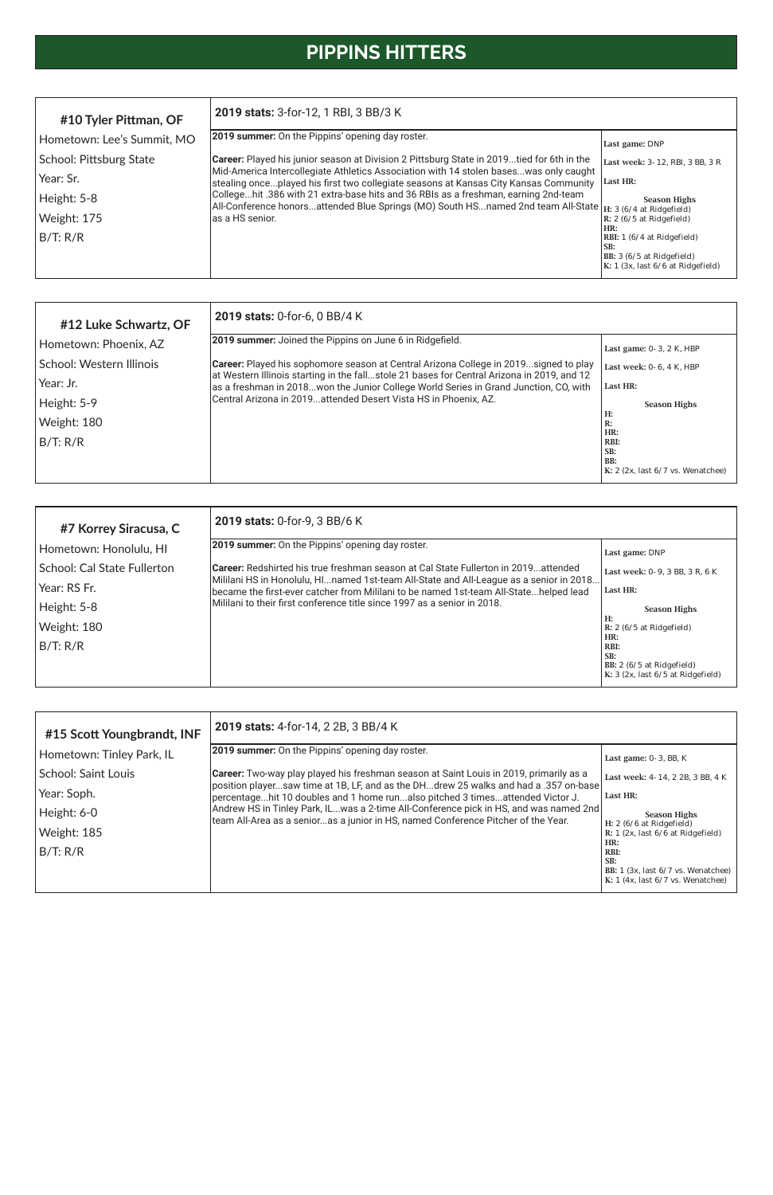# PIPPINS HITTERS

## #10 Tyler Pittman, OF

Hometown: Lee's Summit, MO
School: Pittsburg State
Year: Sr.
Height: 5-8
Weight: 175
B/T: R/R

**2019 stats:** 3-for-12, 1 RBI, 3 BB/3 K

**2019 summer:** On the Pippins' opening day roster.

**Career:** Played his junior season at Division 2 Pittsburg State in 2019...tied for 6th in the Mid-America Intercollegiate Athletics Association with 14 stolen bases...was only caught stealing once...played his first two collegiate seasons at Kansas City Kansas Community College...hit .386 with 21 extra-base hits and 36 RBIs as a freshman, earning 2nd-team All-Conference honors...attended Blue Springs (MO) South HS...named 2nd team All-State as a HS senior.

**Last game:** DNP
**Last week:** 3- 12, RBI, 3 BB, 3 R
**Last HR:**

**Season Highs**
**H:** 3 (6/4 at Ridgefield)
**R:** 2 (6/5 at Ridgefield)
**HR:**
**RBI:** 1 (6/4 at Ridgefield)
**SB:**
**BB:** 3 (6/5 at Ridgefield)
**K:** 1 (3x, last 6/6 at Ridgefield)

## #12 Luke Schwartz, OF

Hometown: Phoenix, AZ
School: Western Illinois
Year: Jr.
Height: 5-9
Weight: 180
B/T: R/R

**2019 stats:** 0-for-6, 0 BB/4 K

**2019 summer:** Joined the Pippins on June 6 in Ridgefield.

**Career:** Played his sophomore season at Central Arizona College in 2019...signed to play at Western Illinois starting in the fall...stole 21 bases for Central Arizona in 2019, and 12 as a freshman in 2018...won the Junior College World Series in Grand Junction, CO, with Central Arizona in 2019...attended Desert Vista HS in Phoenix, AZ.

**Last game:** 0- 3, 2 K, HBP
**Last week:** 0- 6, 4 K, HBP
**Last HR:**

**Season Highs**
**H:**
**R:**
**HR:**
**RBI:**
**SB:**
**BB:**
**K:** 2 (2x, last 6/7 vs. Wenatchee)

## #7 Korrey Siracusa, C

Hometown: Honolulu, HI
School: Cal State Fullerton
Year: RS Fr.
Height: 5-8
Weight: 180
B/T: R/R

**2019 stats:** 0-for-9, 3 BB/6 K

**2019 summer:** On the Pippins' opening day roster.

**Career:** Redshirted his true freshman season at Cal State Fullerton in 2019...attended Mililani HS in Honolulu, HI...named 1st-team All-State and All-League as a senior in 2018... became the first-ever catcher from Mililani to be named 1st-team All-State...helped lead Mililani to their first conference title since 1997 as a senior in 2018.

**Last game:** DNP
**Last week:** 0- 9, 3 BB, 3 R, 6 K
**Last HR:**

**Season Highs**
**H:**
**R:** 2 (6/5 at Ridgefield)
**HR:**
**RBI:**
**SB:**
**BB:** 2 (6/5 at Ridgefield)
**K:** 3 (2x, last 6/5 at Ridgefield)

## #15 Scott Youngbrandt, INF

Hometown: Tinley Park, IL
School: Saint Louis
Year: Soph.
Height: 6-0
Weight: 185
B/T: R/R

**2019 stats:** 4-for-14, 2 2B, 3 BB/4 K

**2019 summer:** On the Pippins' opening day roster.

**Career:** Two-way play played his freshman season at Saint Louis in 2019, primarily as a position player...saw time at 1B, LF, and as the DH...drew 25 walks and had a .357 on-base percentage...hit 10 doubles and 1 home run...also pitched 3 times...attended Victor J. Andrew HS in Tinley Park, IL...was a 2-time All-Conference pick in HS, and was named 2nd team All-Area as a senior...as a junior in HS, named Conference Pitcher of the Year.

**Last game:** 0- 3, BB, K
**Last week:** 4- 14, 2 2B, 3 BB, 4 K
**Last HR:**

**Season Highs**
**H:** 2 (6/6 at Ridgefield)
**R:** 1 (2x, last 6/6 at Ridgefield)
**HR:**
**RBI:**
**SB:**
**BB:** 1 (3x, last 6/7 vs. Wenatchee)
**K:** 1 (4x, last 6/7 vs. Wenatchee)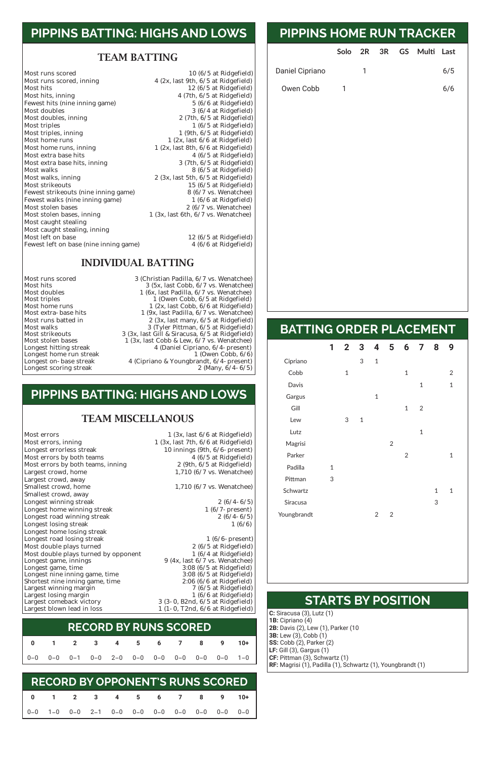## PIPPINS BATTING: HIGHS AND LOWS

### TEAM BATTING

| | |
|---|---|
| Most runs scored | 10 (6/5 at Ridgefield) |
| Most runs scored, inning | 4 (2x, last 9th, 6/5 at Ridgefield) |
| Most hits | 12 (6/5 at Ridgefield) |
| Most hits, inning | 4 (7th, 6/5 at Ridgefield) |
| Fewest hits (nine inning game) | 5 (6/6 at Ridgefield) |
| Most doubles | 3 (6/4 at Ridgefield) |
| Most doubles, inning | 2 (7th, 6/5 at Ridgefield) |
| Most triples | 1 (6/5 at Ridgefield) |
| Most triples, inning | 1 (9th, 6/5 at Ridgefield) |
| Most home runs | 1 (2x, last 6/6 at Ridgefield) |
| Most home runs, inning | 1 (2x, last 8th, 6/6 at Ridgefield) |
| Most extra base hits | 4 (6/5 at Ridgefield) |
| Most extra base hits, inning | 3 (7th, 6/5 at Ridgefield) |
| Most walks | 8 (6/5 at Ridgefield) |
| Most walks, inning | 2 (3x, last 5th, 6/5 at Ridgefield) |
| Most strikeouts | 15 (6/5 at Ridgefield) |
| Fewest strikeouts (nine inning game) | 8 (6/7 vs. Wenatchee) |
| Fewest walks (nine inning game) | 1 (6/6 at Ridgefield) |
| Most stolen bases | 2 (6/7 vs. Wenatchee) |
| Most stolen bases, inning | 1 (3x, last 6th, 6/7 vs. Wenatchee) |
| Most caught stealing | |
| Most caught stealing, inning | |
| Most left on base | 12 (6/5 at Ridgefield) |
| Fewest left on base (nine inning game) | 4 (6/6 at Ridgefield) |

### INDIVIDUAL BATTING

| | |
|---|---|
| Most runs scored | 3 (Christian Padilla, 6/7 vs. Wenatchee) |
| Most hits | 3 (5x, last Cobb, 6/7 vs. Wenatchee) |
| Most doubles | 1 (6x, last Padilla, 6/7 vs. Wenatchee) |
| Most triples | 1 (Owen Cobb, 6/5 at Ridgefield) |
| Most home runs | 1 (2x, last Cobb, 6/6 at Ridgefield) |
| Most extra-base hits | 1 (9x, last Padilla, 6/7 vs. Wenatchee) |
| Most runs batted in | 2 (3x, last many, 6/5 at Ridgefield) |
| Most walks | 3 (Tyler Pittman, 6/5 at Ridgefield) |
| Most strikeouts | 3 (3x, last Gill & Siracusa, 6/5 at Ridgefield) |
| Most stolen bases | 1 (3x, last Cobb & Lew, 6/7 vs. Wenatchee) |
| Longest hitting streak | 4 (Daniel Cipriano, 6/4- present) |
| Longest home run streak | 1 (Owen Cobb, 6/6) |
| Longest on- base streak | 4 (Cipriano & Youngbrandt, 6/4- present) |
| Longest scoring streak | 2 (Many, 6/4- 6/5) |

## PIPPINS BATTING: HIGHS AND LOWS

### TEAM MISCELLANOUS

| | |
|---|---|
| Most errors | 1 (3x, last 6/6 at Ridgefield) |
| Most errors, inning | 1 (3x, last 7th, 6/6 at Ridgefield) |
| Longest errorless streak | 10 innings (9th, 6/6- present) |
| Most errors by both teams | 4 (6/5 at Ridgefield) |
| Most errors by both teams, inning | 2 (9th, 6/5 at Ridgefield) |
| Largest crowd, home | 1,710 (6/7 vs. Wenatchee) |
| Largest crowd, away | |
| Smallest crowd, home | 1,710 (6/7 vs. Wenatchee) |
| Smallest crowd, away | |
| Longest winning streak | 2 (6/4- 6/5) |
| Longest home winning streak | 1 (6/7- present) |
| Longest road winning streak | 2 (6/4- 6/5) |
| Longest losing streak | 1 (6/6) |
| Longest home losing streak | |
| Longest road losing streak | 1 (6/6- present) |
| Most double plays turned | 2 (6/5 at Ridgefield) |
| Most double plays turned by opponent | 1 (6/4 at Ridgefield) |
| Longest game, innings | 9 (4x, last 6/7 vs. Wenatchee) |
| Longest game, time | 3:08 (6/5 at Ridgefield) |
| Longest nine inning game, time | 3:08 (6/5 at Ridgefield) |
| Shortest nine inning game, time | 2:06 (6/6 at Ridgefield) |
| Largest winning margin | 7 (6/5 at Ridgefield) |
| Largest losing margin | 1 (6/6 at Ridgefield) |
| Largest comeback victory | 3 (3- 0, B2nd, 6/5 at Ridgefield) |
| Largest blown lead in loss | 1 (1- 0, T2nd, 6/6 at Ridgefield) |

## RECORD BY RUNS SCORED

| 0 | 1 | 2 | 3 | 4 | 5 | 6 | 7 | 8 | 9 | 10+ |
|---|---|---|---|---|---|---|---|---|---|---|
| 0–0 | 0–0 | 0–1 | 0–0 | 2–0 | 0–0 | 0–0 | 0–0 | 0–0 | 0–0 | 1–0 |

## RECORD BY OPPONENT'S RUNS SCORED

| 0 | 1 | 2 | 3 | 4 | 5 | 6 | 7 | 8 | 9 | 10+ |
|---|---|---|---|---|---|---|---|---|---|---|
| 0–0 | 1–0 | 0–0 | 2–1 | 0–0 | 0–0 | 0–0 | 0–0 | 0–0 | 0–0 | 0–0 |

## PIPPINS HOME RUN TRACKER

| | Solo | 2R | 3R | GS | Multi | Last |
|---|---|---|---|---|---|---|
| Daniel Cipriano | | 1 | | | | 6/5 |
| Owen Cobb | 1 | | | | | 6/6 |

## BATTING ORDER PLACEMENT

| | 1 | 2 | 3 | 4 | 5 | 6 | 7 | 8 | 9 |
|---|---|---|---|---|---|---|---|---|---|
| Cipriano | | | 3 | 1 | | | | | |
| Cobb | | 1 | | | | 1 | | | 2 |
| Davis | | | | | | | 1 | | 1 |
| Gargus | | | | 1 | | | | | |
| Gill | | | | | | 1 | 2 | | |
| Lew | | 3 | 1 | | | | | | |
| Lutz | | | | | | | 1 | | |
| Magrisi | | | | | 2 | | | | |
| Parker | | | | | | 2 | | | 1 |
| Padilla | 1 | | | | | | | | |
| Pittman | 3 | | | | | | | | |
| Schwartz | | | | | | | | 1 | 1 |
| Siracusa | | | | | | | | 3 | |
| Youngbrandt | | | | 2 | 2 | | | | |

## STARTS BY POSITION

**C:** Siracusa (3), Lutz (1)
**1B:** Cipriano (4)
**2B:** Davis (2), Lew (1), Parker (10
**3B:** Lew (3), Cobb (1)
**SS:** Cobb (2), Parker (2)
**LF:** Gill (3), Gargus (1)
**CF:** Pittman (3), Schwartz (1)
**RF:** Magrisi (1), Padilla (1), Schwartz (1), Youngbrandt (1)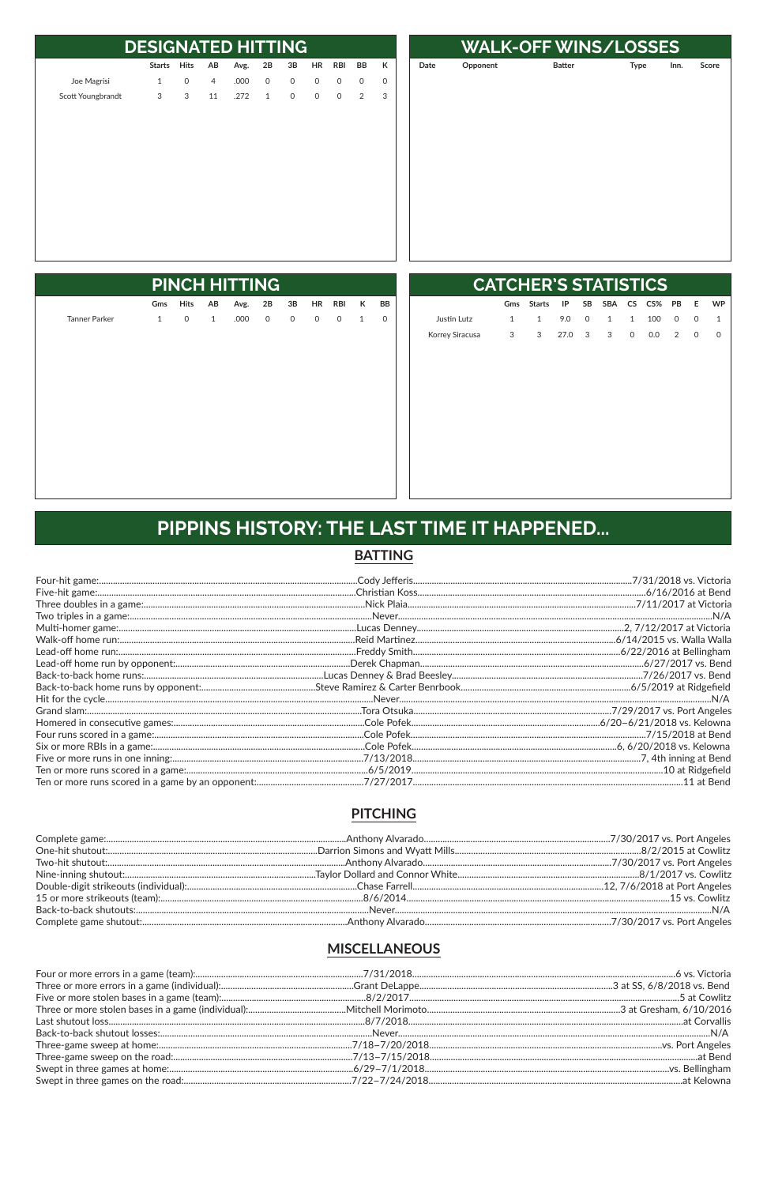## DESIGNATED HITTING

| | Starts | Hits | AB | Avg. | 2B | 3B | HR | RBI | BB | K |
|---|---|---|---|---|---|---|---|---|---|---|
| Joe Magrisi | 1 | 0 | 4 | .000 | 0 | 0 | 0 | 0 | 0 | 0 |
| Scott Youngbrandt | 3 | 3 | 11 | .272 | 1 | 0 | 0 | 0 | 2 | 3 |

## WALK-OFF WINS/LOSSES

| Date | Opponent | Batter | Type | Inn. | Score |
|---|---|---|---|---|---|

## PINCH HITTING

| | Gms | Hits | AB | Avg. | 2B | 3B | HR | RBI | K | BB |
|---|---|---|---|---|---|---|---|---|---|---|
| Tanner Parker | 1 | 0 | 1 | .000 | 0 | 0 | 0 | 0 | 1 | 0 |

## CATCHER'S STATISTICS

| | Gms | Starts | IP | SB | SBA | CS | CS% | PB | E | WP |
|---|---|---|---|---|---|---|---|---|---|---|
| Justin Lutz | 1 | 1 | 9.0 | 0 | 1 | 1 | 100 | 0 | 0 | 1 |
| Korrey Siracusa | 3 | 3 | 27.0 | 3 | 3 | 0 | 0.0 | 2 | 0 | 0 |

# PIPPINS HISTORY: THE LAST TIME IT HAPPENED...

## BATTING

| | | |
|---|---|---|
| Four-hit game: | Cody Jefferis | 7/31/2018 vs. Victoria |
| Five-hit game: | Christian Koss | 6/16/2016 at Bend |
| Three doubles in a game: | Nick Plaia | 7/11/2017 at Victoria |
| Two triples in a game: | Never | N/A |
| Multi-homer game: | Lucas Denney | 2, 7/12/2017 at Victoria |
| Walk-off home run: | Reid Martinez | 6/14/2015 vs. Walla Walla |
| Lead-off home run: | Freddy Smith | 6/22/2016 at Bellingham |
| Lead-off home run by opponent: | Derek Chapman | 6/27/2017 vs. Bend |
| Back-to-back home runs: | Lucas Denney & Brad Beesley | 7/26/2017 vs. Bend |
| Back-to-back home runs by opponent: | Steve Ramirez & Carter Benbrook | 6/5/2019 at Ridgefield |
| Hit for the cycle | Never | N/A |
| Grand slam: | Tora Otsuka | 7/29/2017 vs. Port Angeles |
| Homered in consecutive games: | Cole Pofek | 6/20–6/21/2018 vs. Kelowna |
| Four runs scored in a game: | Cole Pofek | 7/15/2018 at Bend |
| Six or more RBIs in a game: | Cole Pofek | 6, 6/20/2018 vs. Kelowna |
| Five or more runs in one inning: | 7/13/2018 | 7, 4th inning at Bend |
| Ten or more runs scored in a game: | 6/5/2019 | 10 at Ridgefield |
| Ten or more runs scored in a game by an opponent: | 7/27/2017 | 11 at Bend |

## PITCHING

| | | |
|---|---|---|
| Complete game: | Anthony Alvarado | 7/30/2017 vs. Port Angeles |
| One-hit shutout: | Darrion Simons and Wyatt Mills | 8/2/2015 at Cowlitz |
| Two-hit shutout: | Anthony Alvarado | 7/30/2017 vs. Port Angeles |
| Nine-inning shutout: | Taylor Dollard and Connor White | 8/1/2017 vs. Cowlitz |
| Double-digit strikeouts (individual): | Chase Farrell | 12, 7/6/2018 at Port Angeles |
| 15 or more strikeouts (team): | 8/6/2014 | 15 vs. Cowlitz |
| Back-to-back shutouts: | Never | N/A |
| Complete game shutout: | Anthony Alvarado | 7/30/2017 vs. Port Angeles |

## MISCELLANEOUS

| | | |
|---|---|---|
| Four or more errors in a game (team): | 7/31/2018 | 6 vs. Victoria |
| Three or more errors in a game (individual): | Grant DeLappe | 3 at SS, 6/8/2018 vs. Bend |
| Five or more stolen bases in a game (team): | 8/2/2017 | 5 at Cowlitz |
| Three or more stolen bases in a game (individual): | Mitchell Morimoto | 3 at Gresham, 6/10/2016 |
| Last shutout loss | 8/7/2018 | at Corvallis |
| Back-to-back shutout losses: | Never | N/A |
| Three-game sweep at home: | 7/18–7/20/2018 | vs. Port Angeles |
| Three-game sweep on the road: | 7/13–7/15/2018 | at Bend |
| Swept in three games at home: | 6/29–7/1/2018 | vs. Bellingham |
| Swept in three games on the road: | 7/22–7/24/2018 | at Kelowna |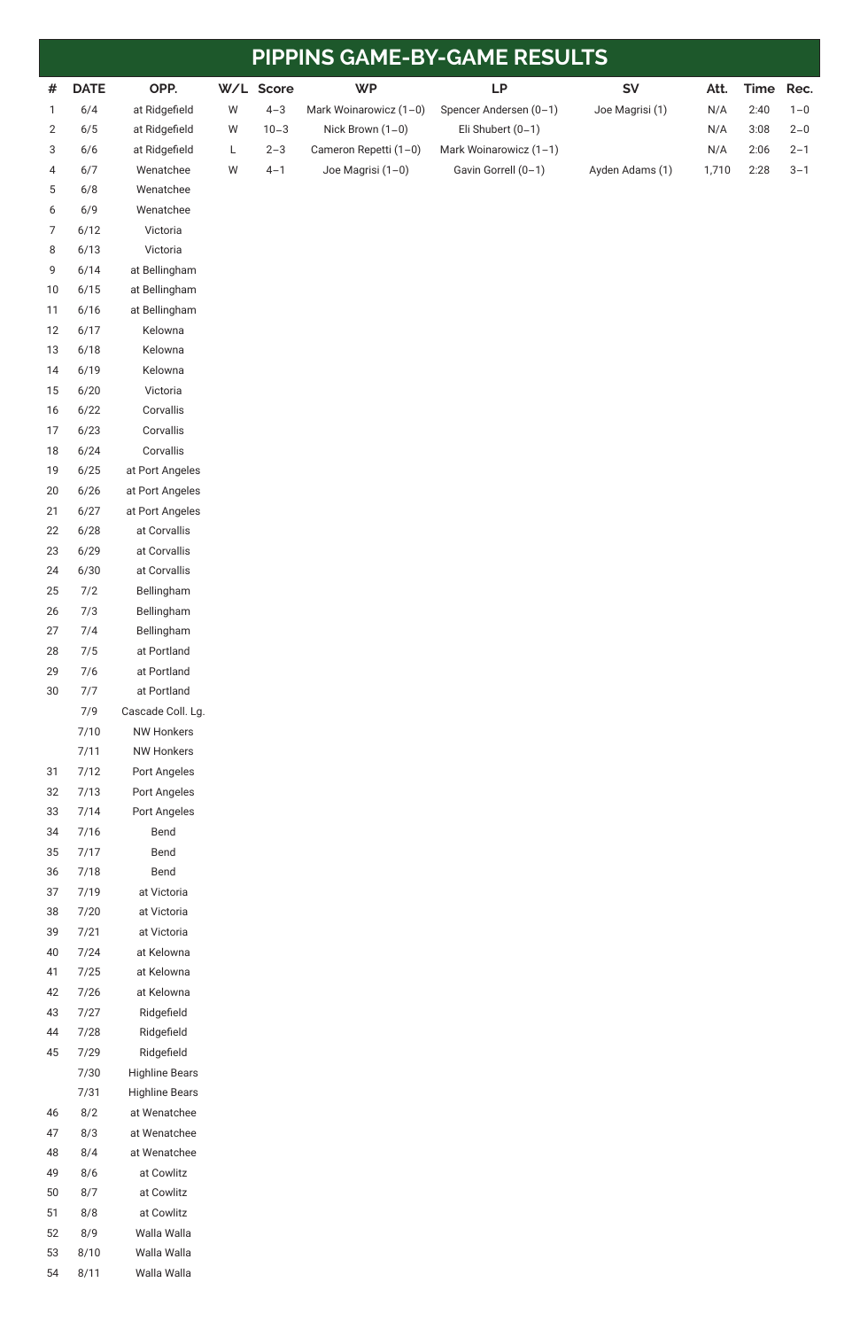# PIPPINS GAME-BY-GAME RESULTS

| # | DATE | OPP. | W/L | Score | WP | LP | SV | Att. | Time | Rec. |
|---|---|---|---|---|---|---|---|---|---|---|
| 1 | 6/4 | at Ridgefield | W | 4–3 | Mark Woinarowicz (1–0) | Spencer Andersen (0–1) | Joe Magrisi (1) | N/A | 2:40 | 1–0 |
| 2 | 6/5 | at Ridgefield | W | 10–3 | Nick Brown (1–0) | Eli Shubert (0–1) | | N/A | 3:08 | 2–0 |
| 3 | 6/6 | at Ridgefield | L | 2–3 | Cameron Repetti (1–0) | Mark Woinarowicz (1–1) | | N/A | 2:06 | 2–1 |
| 4 | 6/7 | Wenatchee | W | 4–1 | Joe Magrisi (1–0) | Gavin Gorrell (0–1) | Ayden Adams (1) | 1,710 | 2:28 | 3–1 |
| 5 | 6/8 | Wenatchee | | | | | | | | |
| 6 | 6/9 | Wenatchee | | | | | | | | |
| 7 | 6/12 | Victoria | | | | | | | | |
| 8 | 6/13 | Victoria | | | | | | | | |
| 9 | 6/14 | at Bellingham | | | | | | | | |
| 10 | 6/15 | at Bellingham | | | | | | | | |
| 11 | 6/16 | at Bellingham | | | | | | | | |
| 12 | 6/17 | Kelowna | | | | | | | | |
| 13 | 6/18 | Kelowna | | | | | | | | |
| 14 | 6/19 | Kelowna | | | | | | | | |
| 15 | 6/20 | Victoria | | | | | | | | |
| 16 | 6/22 | Corvallis | | | | | | | | |
| 17 | 6/23 | Corvallis | | | | | | | | |
| 18 | 6/24 | Corvallis | | | | | | | | |
| 19 | 6/25 | at Port Angeles | | | | | | | | |
| 20 | 6/26 | at Port Angeles | | | | | | | | |
| 21 | 6/27 | at Port Angeles | | | | | | | | |
| 22 | 6/28 | at Corvallis | | | | | | | | |
| 23 | 6/29 | at Corvallis | | | | | | | | |
| 24 | 6/30 | at Corvallis | | | | | | | | |
| 25 | 7/2 | Bellingham | | | | | | | | |
| 26 | 7/3 | Bellingham | | | | | | | | |
| 27 | 7/4 | Bellingham | | | | | | | | |
| 28 | 7/5 | at Portland | | | | | | | | |
| 29 | 7/6 | at Portland | | | | | | | | |
| 30 | 7/7 | at Portland | | | | | | | | |
| | 7/9 | Cascade Coll. Lg. | | | | | | | | |
| | 7/10 | NW Honkers | | | | | | | | |
| | 7/11 | NW Honkers | | | | | | | | |
| 31 | 7/12 | Port Angeles | | | | | | | | |
| 32 | 7/13 | Port Angeles | | | | | | | | |
| 33 | 7/14 | Port Angeles | | | | | | | | |
| 34 | 7/16 | Bend | | | | | | | | |
| 35 | 7/17 | Bend | | | | | | | | |
| 36 | 7/18 | Bend | | | | | | | | |
| 37 | 7/19 | at Victoria | | | | | | | | |
| 38 | 7/20 | at Victoria | | | | | | | | |
| 39 | 7/21 | at Victoria | | | | | | | | |
| 40 | 7/24 | at Kelowna | | | | | | | | |
| 41 | 7/25 | at Kelowna | | | | | | | | |
| 42 | 7/26 | at Kelowna | | | | | | | | |
| 43 | 7/27 | Ridgefield | | | | | | | | |
| 44 | 7/28 | Ridgefield | | | | | | | | |
| 45 | 7/29 | Ridgefield | | | | | | | | |
| | 7/30 | Highline Bears | | | | | | | | |
| | 7/31 | Highline Bears | | | | | | | | |
| 46 | 8/2 | at Wenatchee | | | | | | | | |
| 47 | 8/3 | at Wenatchee | | | | | | | | |
| 48 | 8/4 | at Wenatchee | | | | | | | | |
| 49 | 8/6 | at Cowlitz | | | | | | | | |
| 50 | 8/7 | at Cowlitz | | | | | | | | |
| 51 | 8/8 | at Cowlitz | | | | | | | | |
| 52 | 8/9 | Walla Walla | | | | | | | | |
| 53 | 8/10 | Walla Walla | | | | | | | | |
| 54 | 8/11 | Walla Walla | | | | | | | | |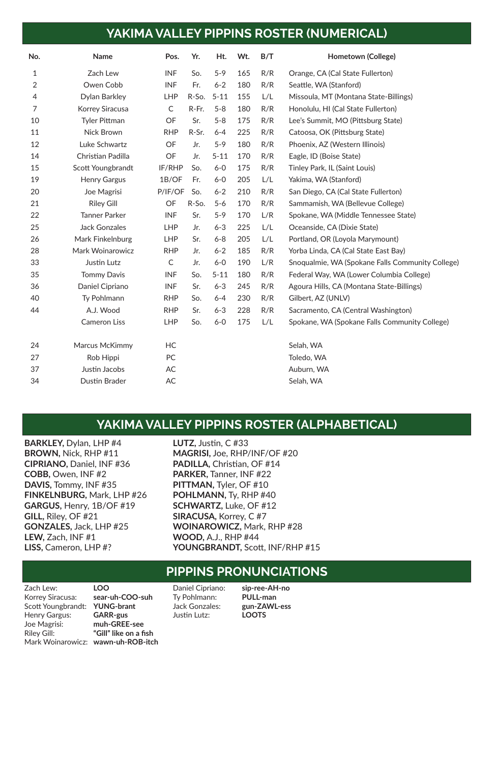## YAKIMA VALLEY PIPPINS ROSTER (NUMERICAL)

| No. | Name | Pos. | Yr. | Ht. | Wt. | B/T | Hometown (College) |
|---|---|---|---|---|---|---|---|
| 1 | Zach Lew | INF | So. | 5-9 | 165 | R/R | Orange, CA (Cal State Fullerton) |
| 2 | Owen Cobb | INF | Fr. | 6-2 | 180 | R/R | Seattle, WA (Stanford) |
| 4 | Dylan Barkley | LHP | R-So. | 5-11 | 155 | L/L | Missoula, MT (Montana State-Billings) |
| 7 | Korrey Siracusa | C | R-Fr. | 5-8 | 180 | R/R | Honolulu, HI (Cal State Fullerton) |
| 10 | Tyler Pittman | OF | Sr. | 5-8 | 175 | R/R | Lee's Summit, MO (Pittsburg State) |
| 11 | Nick Brown | RHP | R-Sr. | 6-4 | 225 | R/R | Catoosa, OK (Pittsburg State) |
| 12 | Luke Schwartz | OF | Jr. | 5-9 | 180 | R/R | Phoenix, AZ (Western Illinois) |
| 14 | Christian Padilla | OF | Jr. | 5-11 | 170 | R/R | Eagle, ID (Boise State) |
| 15 | Scott Youngbrandt | IF/RHP | So. | 6-0 | 175 | R/R | Tinley Park, IL (Saint Louis) |
| 19 | Henry Gargus | 1B/OF | Fr. | 6-0 | 205 | L/L | Yakima, WA (Stanford) |
| 20 | Joe Magrisi | P/IF/OF | So. | 6-2 | 210 | R/R | San Diego, CA (Cal State Fullerton) |
| 21 | Riley Gill | OF | R-So. | 5-6 | 170 | R/R | Sammamish, WA (Bellevue College) |
| 22 | Tanner Parker | INF | Sr. | 5-9 | 170 | L/R | Spokane, WA (Middle Tennessee State) |
| 25 | Jack Gonzales | LHP | Jr. | 6-3 | 225 | L/L | Oceanside, CA (Dixie State) |
| 26 | Mark Finkelnburg | LHP | Sr. | 6-8 | 205 | L/L | Portland, OR (Loyola Marymount) |
| 28 | Mark Woinarowicz | RHP | Jr. | 6-2 | 185 | R/R | Yorba Linda, CA (Cal State East Bay) |
| 33 | Justin Lutz | C | Jr. | 6-0 | 190 | L/R | Snoqualmie, WA (Spokane Falls Community College) |
| 35 | Tommy Davis | INF | So. | 5-11 | 180 | R/R | Federal Way, WA (Lower Columbia College) |
| 36 | Daniel Cipriano | INF | Sr. | 6-3 | 245 | R/R | Agoura Hills, CA (Montana State-Billings) |
| 40 | Ty Pohlmann | RHP | So. | 6-4 | 230 | R/R | Gilbert, AZ (UNLV) |
| 44 | A.J. Wood | RHP | Sr. | 6-3 | 228 | R/R | Sacramento, CA (Central Washington) |
| | Cameron Liss | LHP | So. | 6-0 | 175 | L/L | Spokane, WA (Spokane Falls Community College) |
| | | | | | | | |
| 24 | Marcus McKimmy | HC | | | | | Selah, WA |
| 27 | Rob Hippi | PC | | | | | Toledo, WA |
| 37 | Justin Jacobs | AC | | | | | Auburn, WA |
| 34 | Dustin Brader | AC | | | | | Selah, WA |

## YAKIMA VALLEY PIPPINS ROSTER (ALPHABETICAL)

**BARKLEY,** Dylan, LHP #4
**BROWN,** Nick, RHP #11
**CIPRIANO,** Daniel, INF #36
**COBB,** Owen, INF #2
**DAVIS,** Tommy, INF #35
**FINKELNBURG,** Mark, LHP #26
**GARGUS,** Henry, 1B/OF #19
**GILL,** Riley, OF #21
**GONZALES,** Jack, LHP #25
**LEW,** Zach, INF #1
**LISS,** Cameron, LHP #?
**LUTZ,** Justin, C #33
**MAGRISI,** Joe, RHP/INF/OF #20
**PADILLA,** Christian, OF #14
**PARKER,** Tanner, INF #22
**PITTMAN,** Tyler, OF #10
**POHLMANN,** Ty, RHP #40
**SCHWARTZ,** Luke, OF #12
**SIRACUSA,** Korrey, C #7
**WOINAROWICZ,** Mark, RHP #28
**WOOD,** A.J., RHP #44
**YOUNGBRANDT,** Scott, INF/RHP #15

## PIPPINS PRONUNCIATIONS

| | |
|---|---|
| Zach Lew: | **LOO** |
| Korrey Siracusa: | **sear-uh-COO-suh** |
| Scott Youngbrandt: | **YUNG-brant** |
| Henry Gargus: | **GARR-gus** |
| Joe Magrisi: | **muh-GREE-see** |
| Riley Gill: | **"Gill" like on a fish** |
| Mark Woinarowicz: | **wawn-uh-ROB-itch** |
| Daniel Cipriano: | **sip-ree-AH-no** |
| Ty Pohlmann: | **PULL-man** |
| Jack Gonzales: | **gun-ZAWL-ess** |
| Justin Lutz: | **LOOTS** |